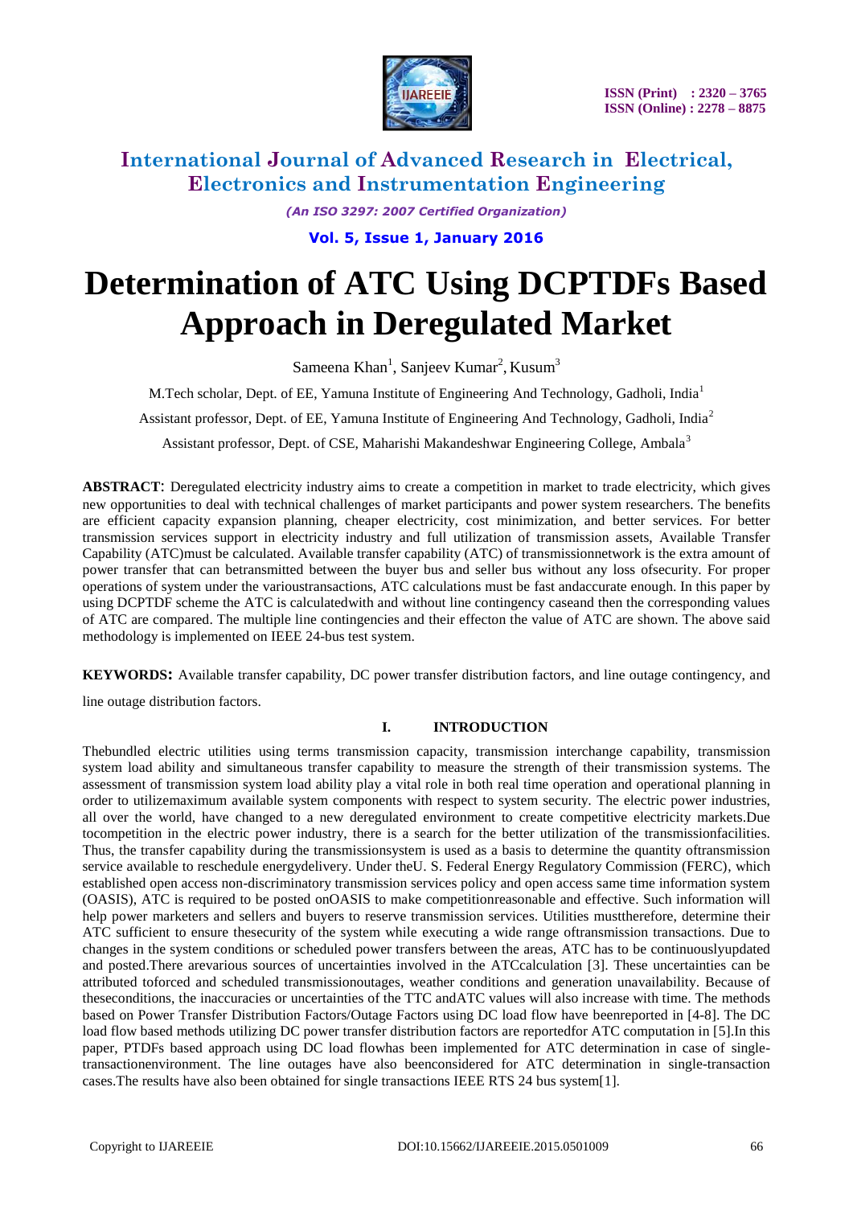# Determination of ATC Using DCPTDFs Based Approach in Deregulated Market

Sameena Khan[1], Sanjeev Kumar[2], Kusum[3]

M.Tech scholar, Dept. of EE, Yamuna Institute of Engineering And Technology, Gadholi, India[1]

Assistant professor, Dept. of EE, Yamuna Institute of Engineering And Technology, Gadholi, India[2]

Assistant professor, Dept. of CSE, Maharishi Makandeshwar Engineering College, Ambala[3]

**ABSTRACT**: Deregulated electricity industry aims to create a competition in market to trade electricity, which gives new opportunities to deal with technical challenges of market participants and power system researchers. The benefits are efficient capacity expansion planning, cheaper electricity, cost minimization, and better services. For better transmission services support in electricity industry and full utilization of transmission assets, Available Transfer Capability (ATC)must be calculated. Available transfer capability (ATC) of transmissionnetwork is the extra amount of power transfer that can betransmitted between the buyer bus and seller bus without any loss ofsecurity. For proper operations of system under the varioustransactions, ATC calculations must be fast andaccurate enough. In this paper by using DCPTDF scheme the ATC is calculatedwith and without line contingency caseand then the corresponding values of ATC are compared. The multiple line contingencies and their effecton the value of ATC are shown. The above said methodology is implemented on IEEE 24-bus test system.

**KEYWORDS:** Available transfer capability, DC power transfer distribution factors, and line outage contingency, and line outage distribution factors.

## I. INTRODUCTION

Thebundled electric utilities using terms transmission capacity, transmission interchange capability, transmission system load ability and simultaneous transfer capability to measure the strength of their transmission systems. The assessment of transmission system load ability play a vital role in both real time operation and operational planning in order to utilizemaximum available system components with respect to system security. The electric power industries, all over the world, have changed to a new deregulated environment to create competitive electricity markets.Due tocompetition in the electric power industry, there is a search for the better utilization of the transmissionfacilities. Thus, the transfer capability during the transmissionsystem is used as a basis to determine the quantity oftransmission service available to reschedule energydelivery. Under theU. S. Federal Energy Regulatory Commission (FERC), which established open access non-discriminatory transmission services policy and open access same time information system (OASIS), ATC is required to be posted onOASIS to make competitionreasonable and effective. Such information will help power marketers and sellers and buyers to reserve transmission services. Utilities musttherefore, determine their ATC sufficient to ensure thesecurity of the system while executing a wide range oftransmission transactions. Due to changes in the system conditions or scheduled power transfers between the areas, ATC has to be continuouslyupdated and posted.There arevarious sources of uncertainties involved in the ATCcalculation [3]. These uncertainties can be attributed toforced and scheduled transmissionoutages, weather conditions and generation unavailability. Because of theseconditions, the inaccuracies or uncertainties of the TTC andATC values will also increase with time. The methods based on Power Transfer Distribution Factors/Outage Factors using DC load flow have beenreported in [4-8]. The DC load flow based methods utilizing DC power transfer distribution factors are reportedfor ATC computation in [5].In this paper, PTDFs based approach using DC load flowhas been implemented for ATC determination in case of single-transactionenvironment. The line outages have also beenconsidered for ATC determination in single-transaction cases.The results have also been obtained for single transactions IEEE RTS 24 bus system[1].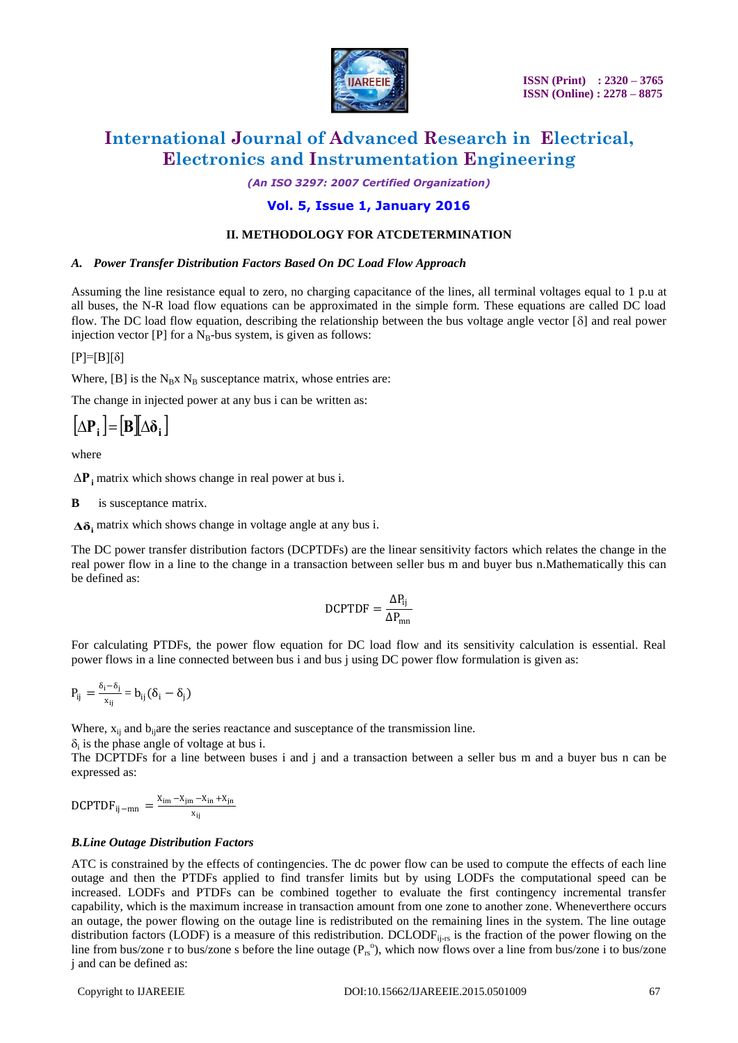## II. METHODOLOGY FOR ATCDETERMINATION

### *A. Power Transfer Distribution Factors Based On DC Load Flow Approach*

Assuming the line resistance equal to zero, no charging capacitance of the lines, all terminal voltages equal to 1 p.u at all buses, the N-R load flow equations can be approximated in the simple form. These equations are called DC load flow. The DC load flow equation, describing the relationship between the bus voltage angle vector [δ] and real power injection vector [P] for a $N_B$-bus system, is given as follows:

$[P]=[B][\delta]$

Where, [B] is the $N_B$x $N_B$ susceptance matrix, whose entries are:

The change in injected power at any bus i can be written as:

$$[\Delta \mathbf{P_i}]=[\mathbf{B}][\Delta \boldsymbol{\delta}_\mathbf{i}]$$

where

$\Delta \mathbf{P_i}$ matrix which shows change in real power at bus i.

**B** is susceptance matrix.

$\Delta \boldsymbol{\delta}_\mathbf{i}$ matrix which shows change in voltage angle at any bus i.

The DC power transfer distribution factors (DCPTDFs) are the linear sensitivity factors which relates the change in the real power flow in a line to the change in a transaction between seller bus m and buyer bus n.Mathematically this can be defined as:

$$\mathrm{DCPTDF} = \frac{\Delta P_{ij}}{\Delta P_{mn}}$$

For calculating PTDFs, the power flow equation for DC load flow and its sensitivity calculation is essential. Real power flows in a line connected between bus i and bus j using DC power flow formulation is given as:

$$P_{ij} = \frac{\delta_i - \delta_j}{x_{ij}} = b_{ij}(\delta_i - \delta_j)$$

Where, $x_{ij}$ and $b_{ij}$are the series reactance and susceptance of the transmission line.
$\delta_i$ is the phase angle of voltage at bus i.
The DCPTDFs for a line between buses i and j and a transaction between a seller bus m and a buyer bus n can be expressed as:

$$\mathrm{DCPTDF}_{ij-mn} = \frac{X_{im} - X_{jm} - X_{in} + X_{jn}}{x_{ij}}$$

### *B.Line Outage Distribution Factors*

ATC is constrained by the effects of contingencies. The dc power flow can be used to compute the effects of each line outage and then the PTDFs applied to find transfer limits but by using LODFs the computational speed can be increased. LODFs and PTDFs can be combined together to evaluate the first contingency incremental transfer capability, which is the maximum increase in transaction amount from one zone to another zone. Wheneverthere occurs an outage, the power flowing on the outage line is redistributed on the remaining lines in the system. The line outage distribution factors (LODF) is a measure of this redistribution. $\mathrm{DCLODF}_{ij\text{-}rs}$ is the fraction of the power flowing on the line from bus/zone r to bus/zone s before the line outage ($P_{rs}^{o}$), which now flows over a line from bus/zone i to bus/zone j and can be defined as: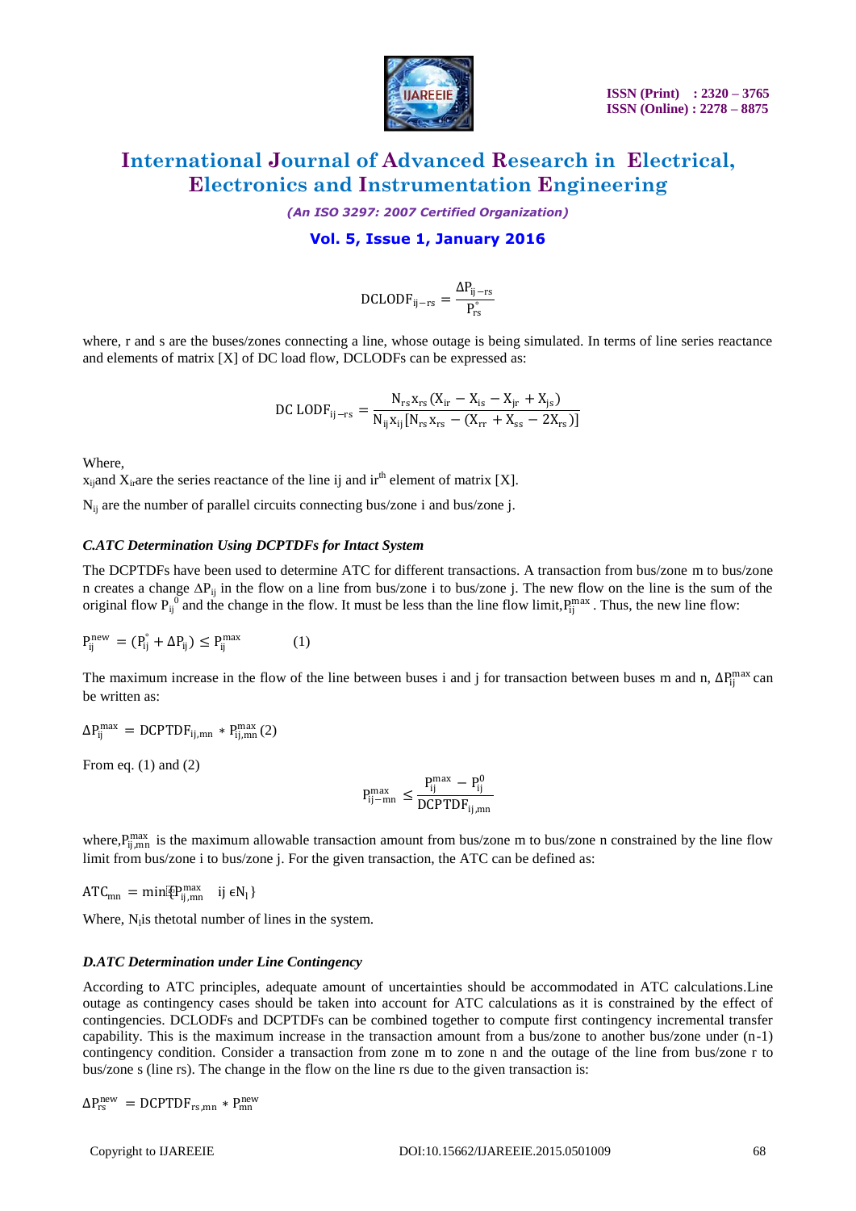$$\mathrm{DCLODF}_{ij-rs} = \frac{\Delta P_{ij-rs}}{P_{rs}^{\circ}}$$

where, r and s are the buses/zones connecting a line, whose outage is being simulated. In terms of line series reactance and elements of matrix [X] of DC load flow, DCLODFs can be expressed as:

$$\mathrm{DC\ LODF}_{ij-rs} = \frac{N_{rs} x_{rs} (X_{ir} - X_{is} - X_{jr} + X_{js})}{N_{ij} x_{ij} [N_{rs} x_{rs} - (X_{rr} + X_{ss} - 2X_{rs})]}$$

Where,

$x_{ij}$ and $X_{ir}$ are the series reactance of the line ij and ir[th] element of matrix [X].

$N_{ij}$ are the number of parallel circuits connecting bus/zone i and bus/zone j.

### *C.ATC Determination Using DCPTDFs for Intact System*

The DCPTDFs have been used to determine ATC for different transactions. A transaction from bus/zone m to bus/zone n creates a change $\Delta P_{ij}$ in the flow on a line from bus/zone i to bus/zone j. The new flow on the line is the sum of the original flow $P_{ij}^{0}$ and the change in the flow. It must be less than the line flow limit, $P_{ij}^{max}$. Thus, the new line flow:

$$P_{ij}^{new} = (P_{ij}^{\circ} + \Delta P_{ij}) \leq P_{ij}^{max} \qquad (1)$$

The maximum increase in the flow of the line between buses i and j for transaction between buses m and n, $\Delta P_{ij}^{max}$ can be written as:

$$\Delta P_{ij}^{max} = \mathrm{DCPTDF}_{ij,mn} * P_{ij,mn}^{max} \ (2)$$

From eq. (1) and (2)

$$P_{ij-mn}^{max} \leq \frac{P_{ij}^{max} - P_{ij}^{0}}{\mathrm{DCPTDF}_{ij,mn}}$$

where, $P_{ij,mn}^{max}$ is the maximum allowable transaction amount from bus/zone m to bus/zone n constrained by the line flow limit from bus/zone i to bus/zone j. For the given transaction, the ATC can be defined as:

$$\mathrm{ATC}_{mn} = \min\{P_{ij,mn}^{max} \quad ij \in N_{l}\}$$

Where, $N_l$ is thetotal number of lines in the system.

### *D.ATC Determination under Line Contingency*

According to ATC principles, adequate amount of uncertainties should be accommodated in ATC calculations.Line outage as contingency cases should be taken into account for ATC calculations as it is constrained by the effect of contingencies. DCLODFs and DCPTDFs can be combined together to compute first contingency incremental transfer capability. This is the maximum increase in the transaction amount from a bus/zone to another bus/zone under (n-1) contingency condition. Consider a transaction from zone m to zone n and the outage of the line from bus/zone r to bus/zone s (line rs). The change in the flow on the line rs due to the given transaction is:

$$\Delta P_{rs}^{new} = \mathrm{DCPTDF}_{rs,mn} * P_{mn}^{new}$$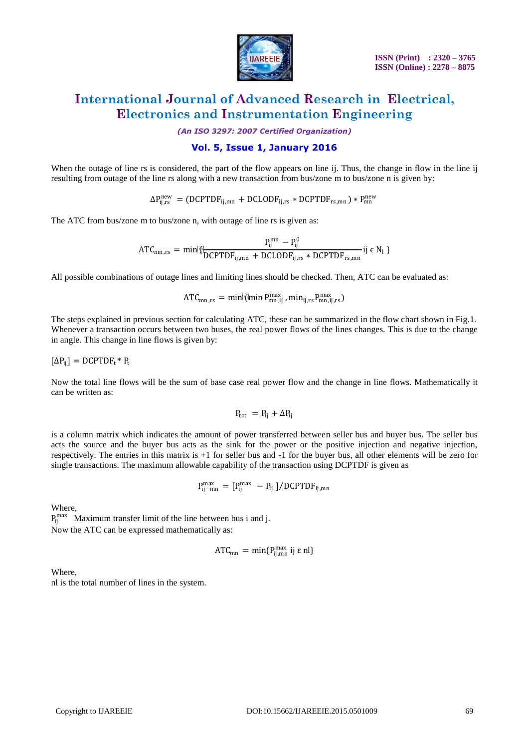When the outage of line rs is considered, the part of the flow appears on line ij. Thus, the change in flow in the line ij resulting from outage of the line rs along with a new transaction from bus/zone m to bus/zone n is given by:

$$\Delta P_{ij,rs}^{new} = (DCPTDF_{ij,mn} + DCLODF_{ij,rs} * DCPTDF_{rs,mn}) * P_{mn}^{new}$$

The ATC from bus/zone m to bus/zone n, with outage of line rs is given as:

$$ATC_{mn,rs} = \min\left\{\frac{P_{ij}^{mn} - P_{ij}^{0}}{DCPTDF_{ij,mn} + DCLODF_{ij,rs} * DCPTDF_{rs,mn}} ij \in N_l\right\}$$

All possible combinations of outage lines and limiting lines should be checked. Then, ATC can be evaluated as:

$$ATC_{mn,rs} = \min(\min P_{mn,ij}^{max}, \min_{ij,rs} P_{mn,ij,rs}^{max})$$

The steps explained in previous section for calculating ATC, these can be summarized in the flow chart shown in Fig.1. Whenever a transaction occurs between two buses, the real power flows of the lines changes. This is due to the change in angle. This change in line flows is given by:

$$[\Delta P_{ij}] = DCPTDF_t * P_t$$

Now the total line flows will be the sum of base case real power flow and the change in line flows. Mathematically it can be written as:

$$P_{tot} = P_{ij} + \Delta P_{ij}$$

is a column matrix which indicates the amount of power transferred between seller bus and buyer bus. The seller bus acts the source and the buyer bus acts as the sink for the power or the positive injection and negative injection, respectively. The entries in this matrix is +1 for seller bus and -1 for the buyer bus, all other elements will be zero for single transactions. The maximum allowable capability of the transaction using DCPTDF is given as

$$P_{ij-mn}^{max} = [P_{ij}^{max} - P_{ij}]/DCPTDF_{ij,mn}$$

Where,

$P_{ij}^{max}$ Maximum transfer limit of the line between bus i and j.

Now the ATC can be expressed mathematically as:

$$ATC_{mn} = \min\{P_{ij,mn}^{max}\ ij \in nl\}$$

Where,

nl is the total number of lines in the system.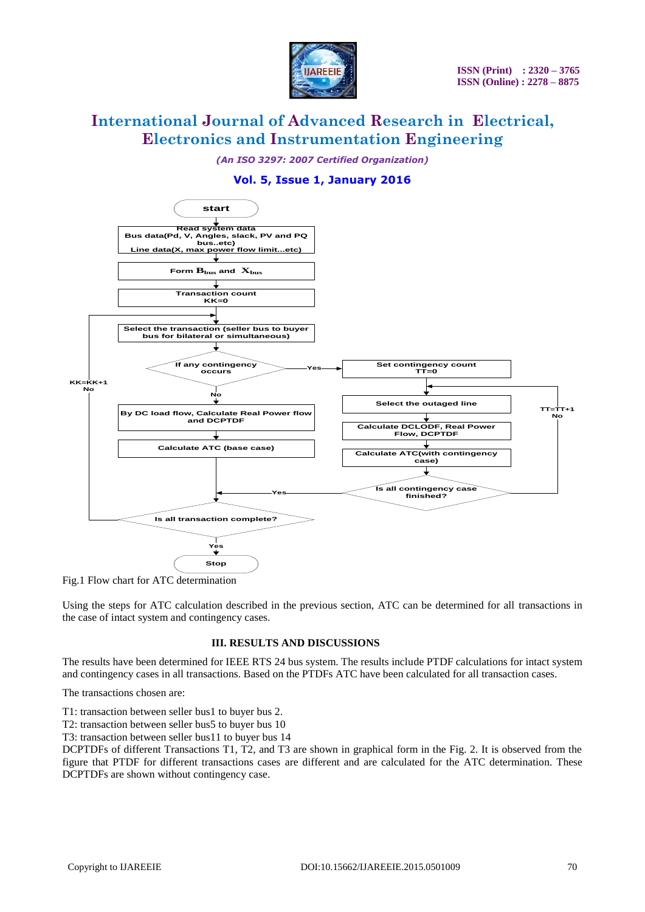Fig.1 Flow chart for ATC determination

Using the steps for ATC calculation described in the previous section, ATC can be determined for all transactions in the case of intact system and contingency cases.

## III. RESULTS AND DISCUSSIONS

The results have been determined for IEEE RTS 24 bus system. The results include PTDF calculations for intact system and contingency cases in all transactions. Based on the PTDFs ATC have been calculated for all transaction cases.

The transactions chosen are:

T1: transaction between seller bus1 to buyer bus 2.
T2: transaction between seller bus5 to buyer bus 10
T3: transaction between seller bus11 to buyer bus 14
DCPTDFs of different Transactions T1, T2, and T3 are shown in graphical form in the Fig. 2. It is observed from the figure that PTDF for different transactions cases are different and are calculated for the ATC determination. These DCPTDFs are shown without contingency case.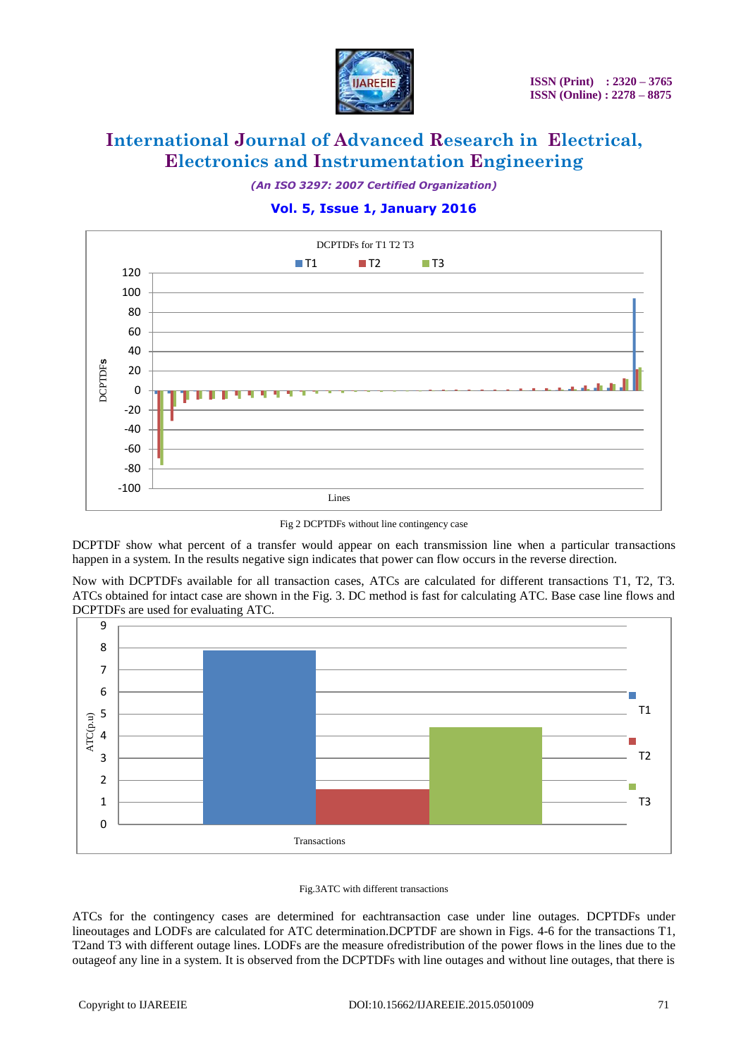Fig 2 DCPTDFs without line contingency case

DCPTDF show what percent of a transfer would appear on each transmission line when a particular transactions happen in a system. In the results negative sign indicates that power can flow occurs in the reverse direction.

Now with DCPTDFs available for all transaction cases, ATCs are calculated for different transactions T1, T2, T3. ATCs obtained for intact case are shown in the Fig. 3. DC method is fast for calculating ATC. Base case line flows and DCPTDFs are used for evaluating ATC.

Fig.3ATC with different transactions

ATCs for the contingency cases are determined for eachtransaction case under line outages. DCPTDFs under lineoutages and LODFs are calculated for ATC determination.DCPTDF are shown in Figs. 4-6 for the transactions T1, T2and T3 with different outage lines. LODFs are the measure ofredistribution of the power flows in the lines due to the outageof any line in a system. It is observed from the DCPTDFs with line outages and without line outages, that there is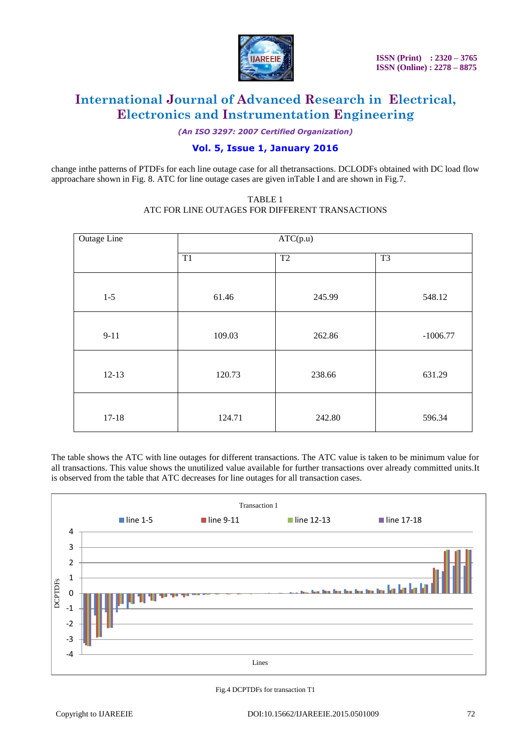change inthe patterns of PTDFs for each line outage case for all thetransactions. DCLODFs obtained with DC load flow approachare shown in Fig. 8. ATC for line outage cases are given inTable I and are shown in Fig.7.

TABLE 1
ATC FOR LINE OUTAGES FOR DIFFERENT TRANSACTIONS

| Outage Line | ATC(p.u) | | |
|---|---|---|---|
| | T1 | T2 | T3 |
| 1-5 | 61.46 | 245.99 | 548.12 |
| 9-11 | 109.03 | 262.86 | -1006.77 |
| 12-13 | 120.73 | 238.66 | 631.29 |
| 17-18 | 124.71 | 242.80 | 596.34 |

The table shows the ATC with line outages for different transactions. The ATC value is taken to be minimum value for all transactions. This value shows the unutilized value available for further transactions over already committed units.It is observed from the table that ATC decreases for line outages for all transaction cases.

Fig.4 DCPTDFs for transaction T1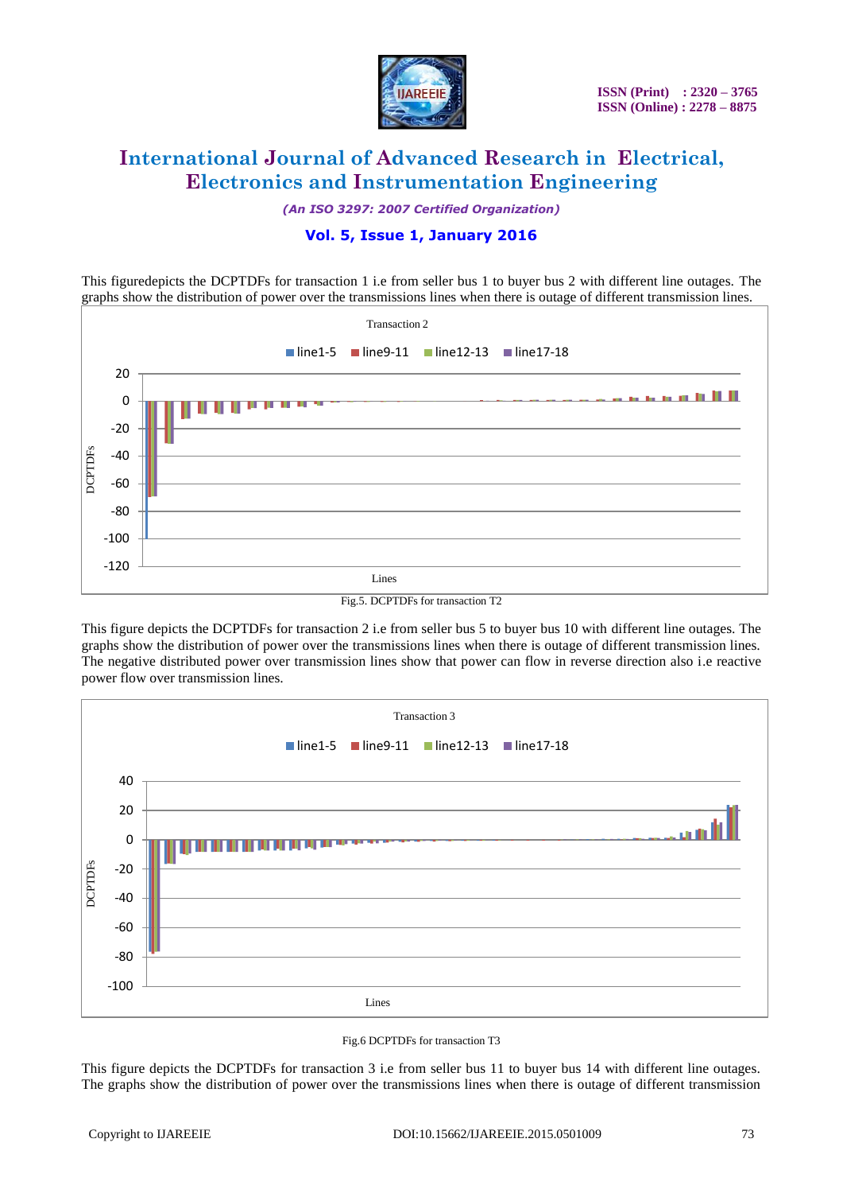This figuredepicts the DCPTDFs for transaction 1 i.e from seller bus 1 to buyer bus 2 with different line outages. The graphs show the distribution of power over the transmissions lines when there is outage of different transmission lines.

Fig.5. DCPTDFs for transaction T2

This figure depicts the DCPTDFs for transaction 2 i.e from seller bus 5 to buyer bus 10 with different line outages. The graphs show the distribution of power over the transmissions lines when there is outage of different transmission lines. The negative distributed power over transmission lines show that power can flow in reverse direction also i.e reactive power flow over transmission lines.

Fig.6 DCPTDFs for transaction T3

This figure depicts the DCPTDFs for transaction 3 i.e from seller bus 11 to buyer bus 14 with different line outages. The graphs show the distribution of power over the transmissions lines when there is outage of different transmission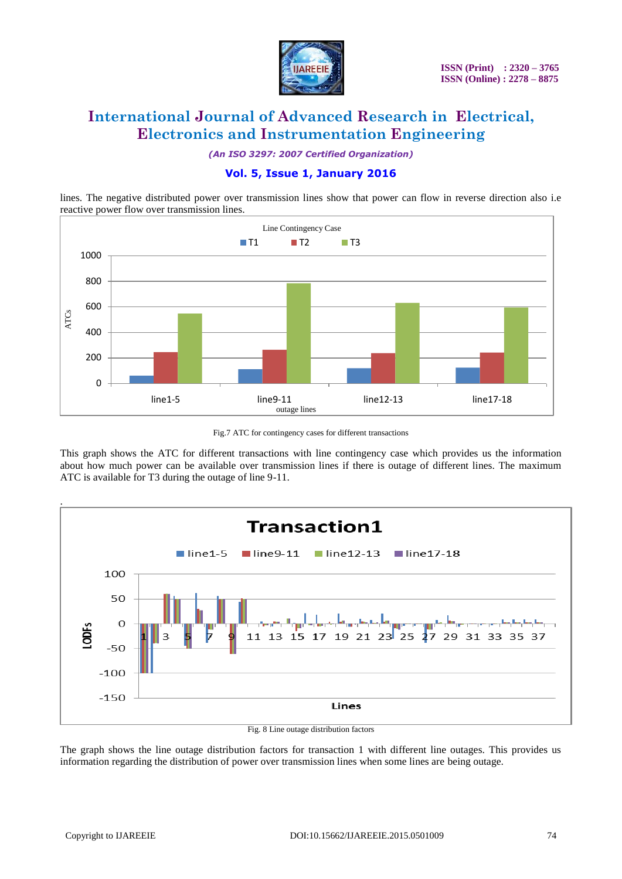lines. The negative distributed power over transmission lines show that power can flow in reverse direction also i.e reactive power flow over transmission lines.

Fig.7 ATC for contingency cases for different transactions

This graph shows the ATC for different transactions with line contingency case which provides us the information about how much power can be available over transmission lines if there is outage of different lines. The maximum ATC is available for T3 during the outage of line 9-11.

Fig. 8 Line outage distribution factors

The graph shows the line outage distribution factors for transaction 1 with different line outages. This provides us information regarding the distribution of power over transmission lines when some lines are being outage.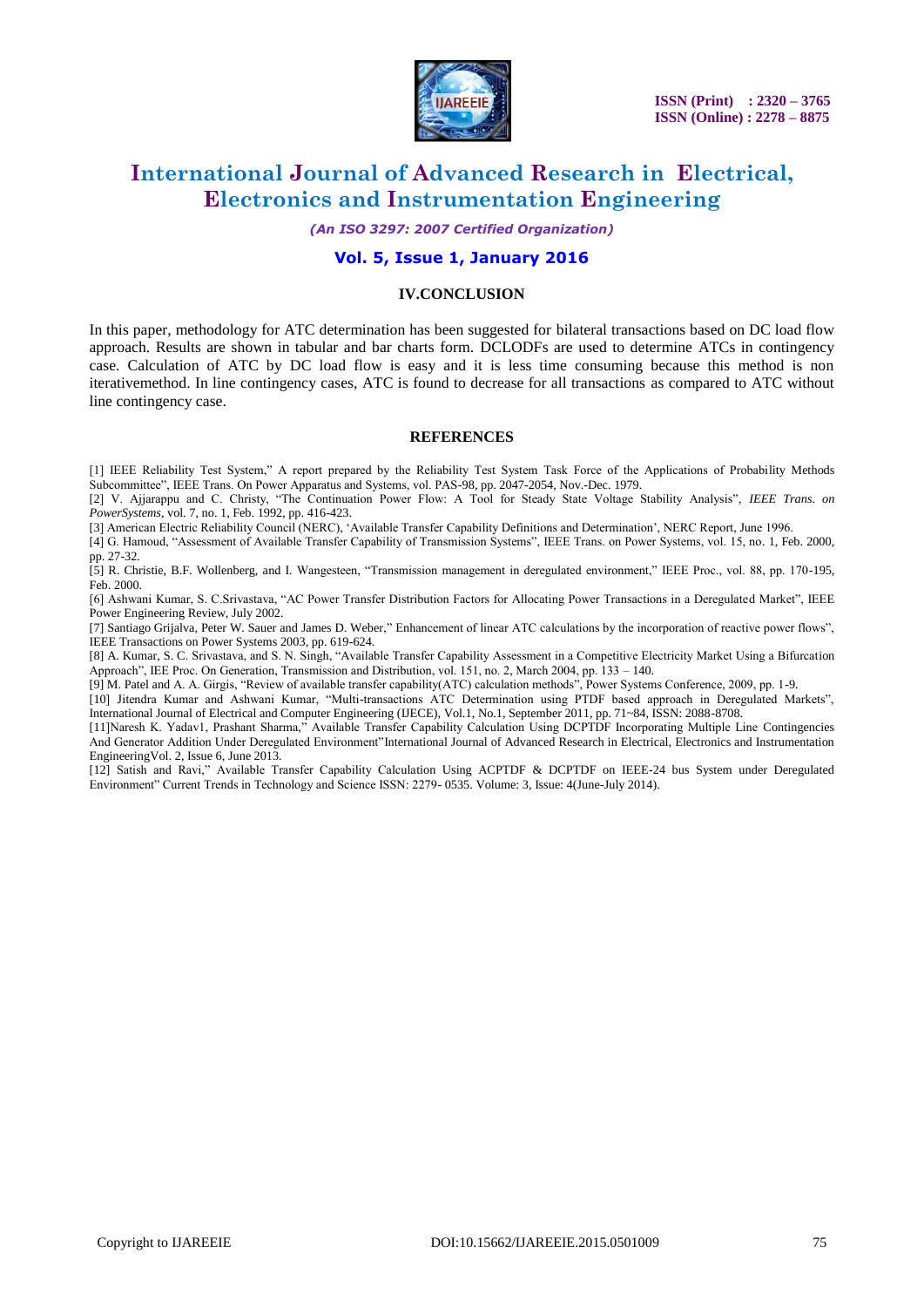## IV.CONCLUSION

In this paper, methodology for ATC determination has been suggested for bilateral transactions based on DC load flow approach. Results are shown in tabular and bar charts form. DCLODFs are used to determine ATCs in contingency case. Calculation of ATC by DC load flow is easy and it is less time consuming because this method is non iterativemethod. In line contingency cases, ATC is found to decrease for all transactions as compared to ATC without line contingency case.

## REFERENCES

[1] IEEE Reliability Test System," A report prepared by the Reliability Test System Task Force of the Applications of Probability Methods Subcommittee", IEEE Trans. On Power Apparatus and Systems, vol. PAS-98, pp. 2047-2054, Nov.-Dec. 1979.

[2] V. Ajjarappu and C. Christy, "The Continuation Power Flow: A Tool for Steady State Voltage Stability Analysis", *IEEE Trans. on PowerSystems*, vol. 7, no. 1, Feb. 1992, pp. 416-423.

[3] American Electric Reliability Council (NERC), 'Available Transfer Capability Definitions and Determination', NERC Report, June 1996.

[4] G. Hamoud, "Assessment of Available Transfer Capability of Transmission Systems", IEEE Trans. on Power Systems, vol. 15, no. 1, Feb. 2000, pp. 27-32.

[5] R. Christie, B.F. Wollenberg, and I. Wangesteen, "Transmission management in deregulated environment," IEEE Proc., vol. 88, pp. 170-195, Feb. 2000.

[6] Ashwani Kumar, S. C.Srivastava, "AC Power Transfer Distribution Factors for Allocating Power Transactions in a Deregulated Market", IEEE Power Engineering Review, July 2002.

[7] Santiago Grijalva, Peter W. Sauer and James D. Weber," Enhancement of linear ATC calculations by the incorporation of reactive power flows", IEEE Transactions on Power Systems 2003, pp. 619-624.

[8] A. Kumar, S. C. Srivastava, and S. N. Singh, "Available Transfer Capability Assessment in a Competitive Electricity Market Using a Bifurcation Approach", IEE Proc. On Generation, Transmission and Distribution, vol. 151, no. 2, March 2004, pp. 133 – 140.

[9] M. Patel and A. A. Girgis, "Review of available transfer capability(ATC) calculation methods", Power Systems Conference, 2009, pp. 1-9.

[10] Jitendra Kumar and Ashwani Kumar, "Multi-transactions ATC Determination using PTDF based approach in Deregulated Markets", International Journal of Electrical and Computer Engineering (IJECE), Vol.1, No.1, September 2011, pp. 71~84, ISSN: 2088-8708.

[11]Naresh K. Yadav1, Prashant Sharma," Available Transfer Capability Calculation Using DCPTDF Incorporating Multiple Line Contingencies And Generator Addition Under Deregulated Environment"International Journal of Advanced Research in Electrical, Electronics and Instrumentation EngineeringVol. 2, Issue 6, June 2013.

[12] Satish and Ravi," Available Transfer Capability Calculation Using ACPTDF & DCPTDF on IEEE-24 bus System under Deregulated Environment" Current Trends in Technology and Science ISSN: 2279- 0535. Volume: 3, Issue: 4(June-July 2014).